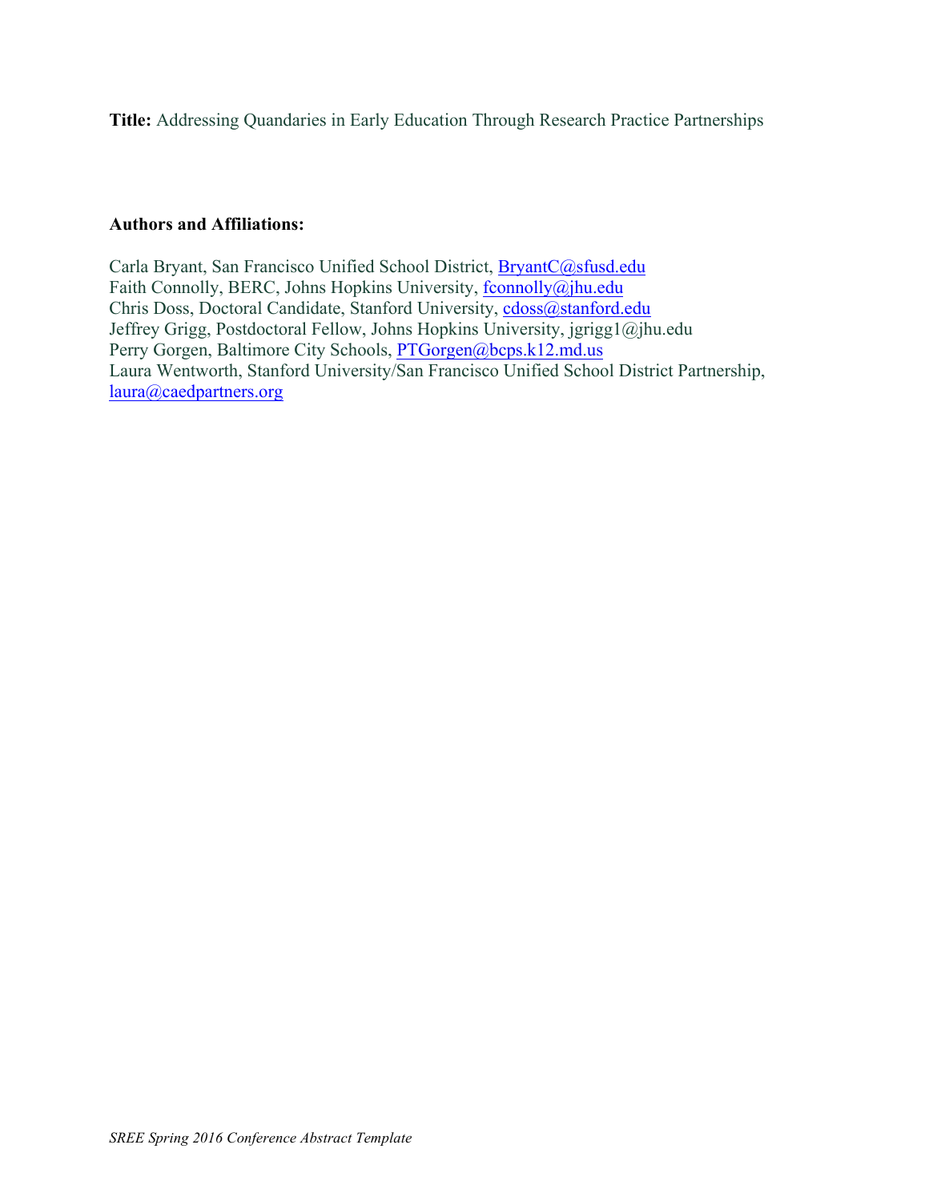**Title:** Addressing Quandaries in Early Education Through Research Practice Partnerships

**Authors and Affiliations:**

Carla Bryant, San Francisco Unified School District, BryantC@sfusd.edu
Faith Connolly, BERC, Johns Hopkins University, fconnolly@jhu.edu
Chris Doss, Doctoral Candidate, Stanford University, cdoss@stanford.edu
Jeffrey Grigg, Postdoctoral Fellow, Johns Hopkins University, jgrigg1@jhu.edu
Perry Gorgen, Baltimore City Schools, PTGorgen@bcps.k12.md.us
Laura Wentworth, Stanford University/San Francisco Unified School District Partnership, laura@caedpartners.org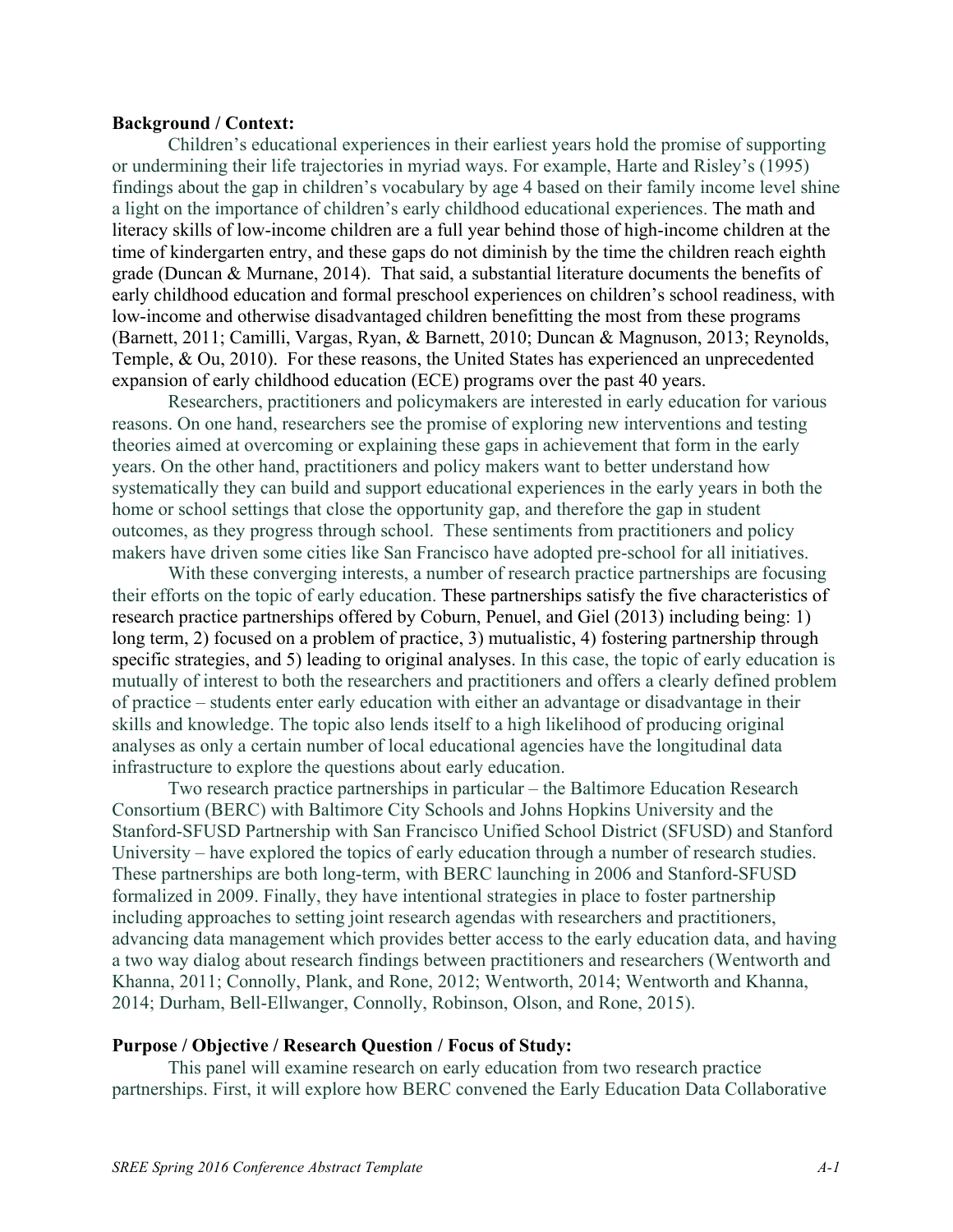**Background / Context:**

Children's educational experiences in their earliest years hold the promise of supporting or undermining their life trajectories in myriad ways. For example, Harte and Risley's (1995) findings about the gap in children's vocabulary by age 4 based on their family income level shine a light on the importance of children's early childhood educational experiences. The math and literacy skills of low-income children are a full year behind those of high-income children at the time of kindergarten entry, and these gaps do not diminish by the time the children reach eighth grade (Duncan & Murnane, 2014). That said, a substantial literature documents the benefits of early childhood education and formal preschool experiences on children's school readiness, with low-income and otherwise disadvantaged children benefitting the most from these programs (Barnett, 2011; Camilli, Vargas, Ryan, & Barnett, 2010; Duncan & Magnuson, 2013; Reynolds, Temple, & Ou, 2010). For these reasons, the United States has experienced an unprecedented expansion of early childhood education (ECE) programs over the past 40 years.

Researchers, practitioners and policymakers are interested in early education for various reasons. On one hand, researchers see the promise of exploring new interventions and testing theories aimed at overcoming or explaining these gaps in achievement that form in the early years. On the other hand, practitioners and policy makers want to better understand how systematically they can build and support educational experiences in the early years in both the home or school settings that close the opportunity gap, and therefore the gap in student outcomes, as they progress through school. These sentiments from practitioners and policy makers have driven some cities like San Francisco have adopted pre-school for all initiatives.

With these converging interests, a number of research practice partnerships are focusing their efforts on the topic of early education. These partnerships satisfy the five characteristics of research practice partnerships offered by Coburn, Penuel, and Giel (2013) including being: 1) long term, 2) focused on a problem of practice, 3) mutualistic, 4) fostering partnership through specific strategies, and 5) leading to original analyses. In this case, the topic of early education is mutually of interest to both the researchers and practitioners and offers a clearly defined problem of practice – students enter early education with either an advantage or disadvantage in their skills and knowledge. The topic also lends itself to a high likelihood of producing original analyses as only a certain number of local educational agencies have the longitudinal data infrastructure to explore the questions about early education.

Two research practice partnerships in particular – the Baltimore Education Research Consortium (BERC) with Baltimore City Schools and Johns Hopkins University and the Stanford-SFUSD Partnership with San Francisco Unified School District (SFUSD) and Stanford University – have explored the topics of early education through a number of research studies. These partnerships are both long-term, with BERC launching in 2006 and Stanford-SFUSD formalized in 2009. Finally, they have intentional strategies in place to foster partnership including approaches to setting joint research agendas with researchers and practitioners, advancing data management which provides better access to the early education data, and having a two way dialog about research findings between practitioners and researchers (Wentworth and Khanna, 2011; Connolly, Plank, and Rone, 2012; Wentworth, 2014; Wentworth and Khanna, 2014; Durham, Bell-Ellwanger, Connolly, Robinson, Olson, and Rone, 2015).

**Purpose / Objective / Research Question / Focus of Study:**

This panel will examine research on early education from two research practice partnerships. First, it will explore how BERC convened the Early Education Data Collaborative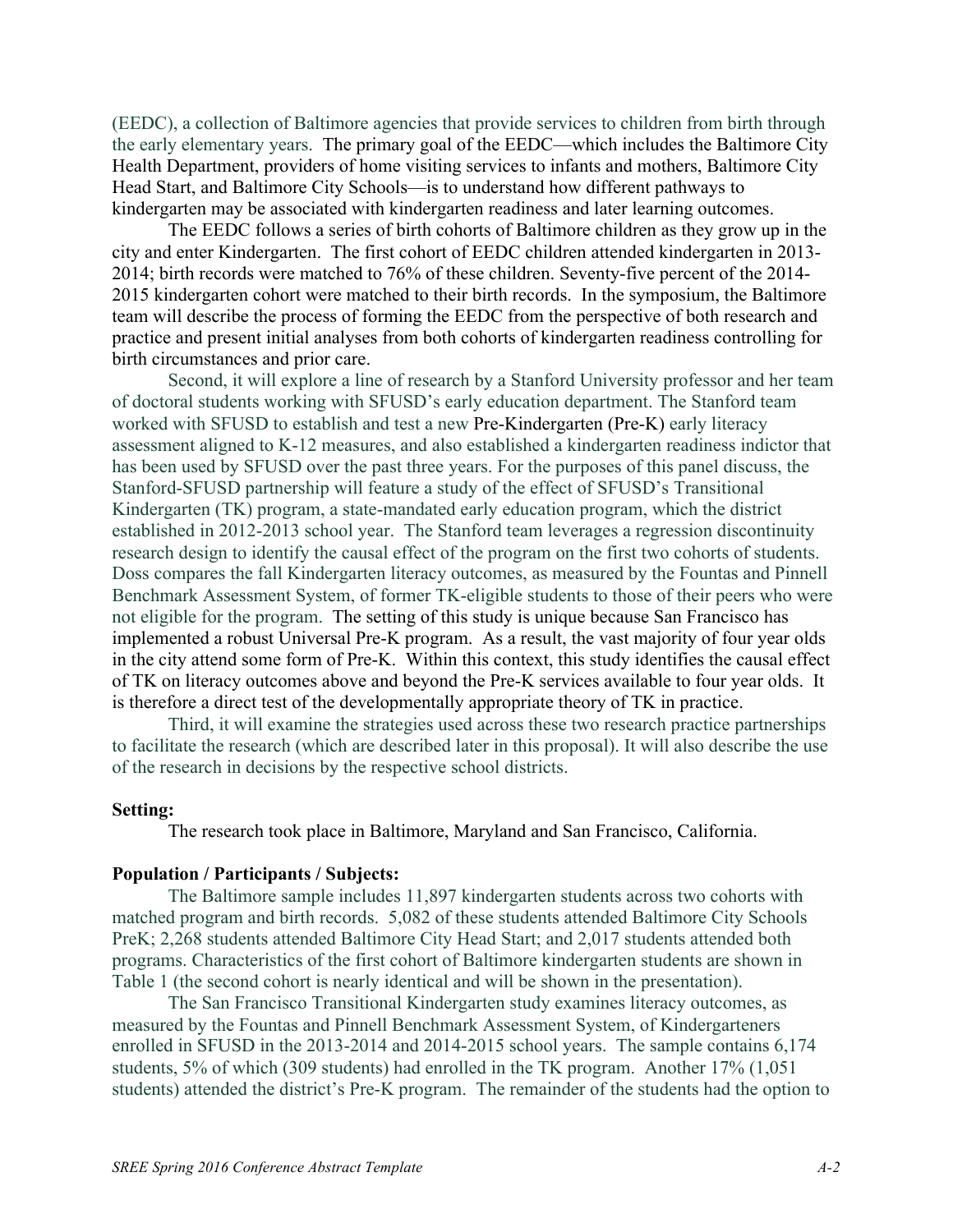(EEDC), a collection of Baltimore agencies that provide services to children from birth through the early elementary years. The primary goal of the EEDC—which includes the Baltimore City Health Department, providers of home visiting services to infants and mothers, Baltimore City Head Start, and Baltimore City Schools—is to understand how different pathways to kindergarten may be associated with kindergarten readiness and later learning outcomes.

The EEDC follows a series of birth cohorts of Baltimore children as they grow up in the city and enter Kindergarten. The first cohort of EEDC children attended kindergarten in 2013-2014; birth records were matched to 76% of these children. Seventy-five percent of the 2014-2015 kindergarten cohort were matched to their birth records. In the symposium, the Baltimore team will describe the process of forming the EEDC from the perspective of both research and practice and present initial analyses from both cohorts of kindergarten readiness controlling for birth circumstances and prior care.

Second, it will explore a line of research by a Stanford University professor and her team of doctoral students working with SFUSD's early education department. The Stanford team worked with SFUSD to establish and test a new Pre-Kindergarten (Pre-K) early literacy assessment aligned to K-12 measures, and also established a kindergarten readiness indictor that has been used by SFUSD over the past three years. For the purposes of this panel discuss, the Stanford-SFUSD partnership will feature a study of the effect of SFUSD's Transitional Kindergarten (TK) program, a state-mandated early education program, which the district established in 2012-2013 school year. The Stanford team leverages a regression discontinuity research design to identify the causal effect of the program on the first two cohorts of students. Doss compares the fall Kindergarten literacy outcomes, as measured by the Fountas and Pinnell Benchmark Assessment System, of former TK-eligible students to those of their peers who were not eligible for the program. The setting of this study is unique because San Francisco has implemented a robust Universal Pre-K program. As a result, the vast majority of four year olds in the city attend some form of Pre-K. Within this context, this study identifies the causal effect of TK on literacy outcomes above and beyond the Pre-K services available to four year olds. It is therefore a direct test of the developmentally appropriate theory of TK in practice.

Third, it will examine the strategies used across these two research practice partnerships to facilitate the research (which are described later in this proposal). It will also describe the use of the research in decisions by the respective school districts.

**Setting:**

The research took place in Baltimore, Maryland and San Francisco, California.

**Population / Participants / Subjects:**

The Baltimore sample includes 11,897 kindergarten students across two cohorts with matched program and birth records. 5,082 of these students attended Baltimore City Schools PreK; 2,268 students attended Baltimore City Head Start; and 2,017 students attended both programs. Characteristics of the first cohort of Baltimore kindergarten students are shown in Table 1 (the second cohort is nearly identical and will be shown in the presentation).

The San Francisco Transitional Kindergarten study examines literacy outcomes, as measured by the Fountas and Pinnell Benchmark Assessment System, of Kindergarteners enrolled in SFUSD in the 2013-2014 and 2014-2015 school years. The sample contains 6,174 students, 5% of which (309 students) had enrolled in the TK program. Another 17% (1,051 students) attended the district's Pre-K program. The remainder of the students had the option to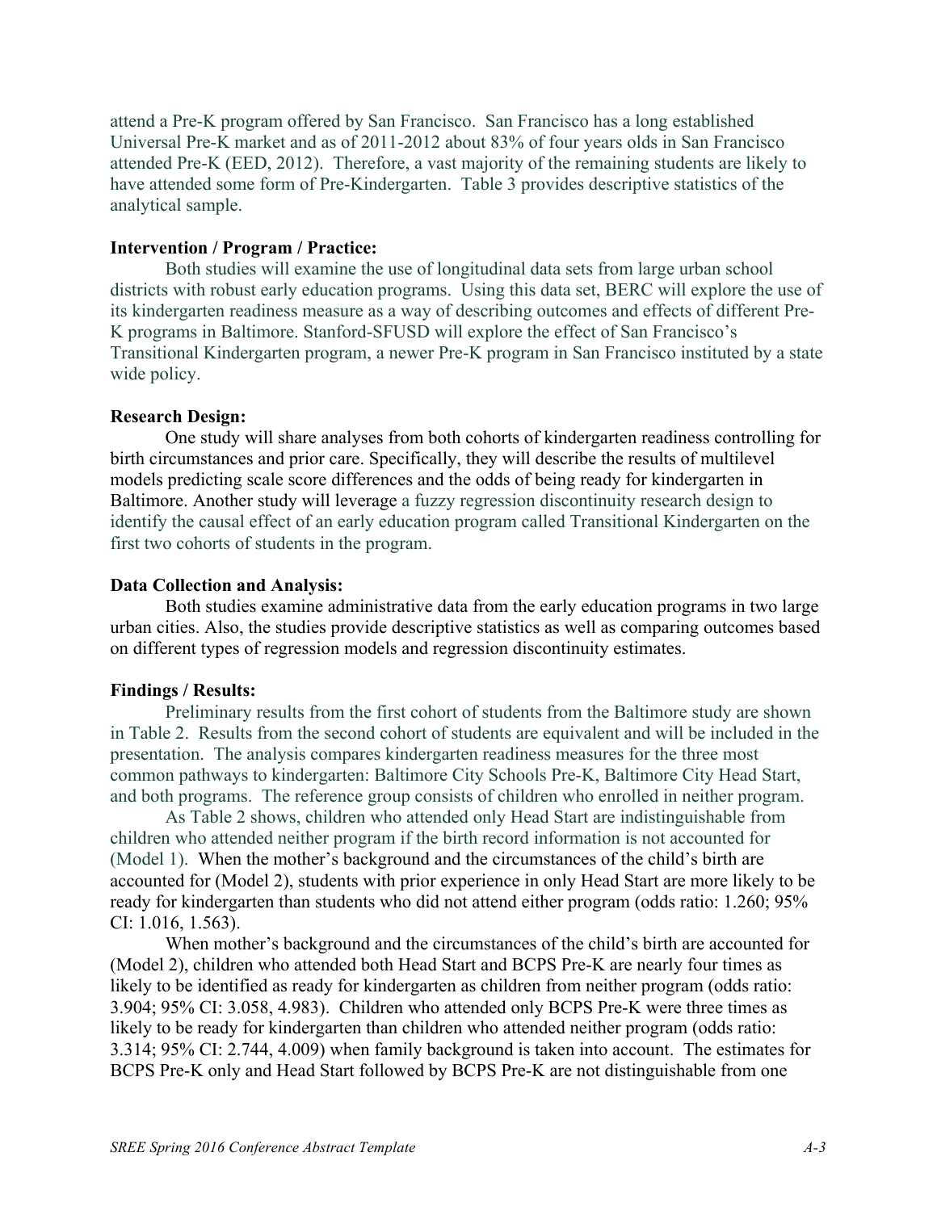attend a Pre-K program offered by San Francisco. San Francisco has a long established Universal Pre-K market and as of 2011-2012 about 83% of four years olds in San Francisco attended Pre-K (EED, 2012). Therefore, a vast majority of the remaining students are likely to have attended some form of Pre-Kindergarten. Table 3 provides descriptive statistics of the analytical sample.

**Intervention / Program / Practice:**

Both studies will examine the use of longitudinal data sets from large urban school districts with robust early education programs. Using this data set, BERC will explore the use of its kindergarten readiness measure as a way of describing outcomes and effects of different Pre-K programs in Baltimore. Stanford-SFUSD will explore the effect of San Francisco's Transitional Kindergarten program, a newer Pre-K program in San Francisco instituted by a state wide policy.

**Research Design:**

One study will share analyses from both cohorts of kindergarten readiness controlling for birth circumstances and prior care. Specifically, they will describe the results of multilevel models predicting scale score differences and the odds of being ready for kindergarten in Baltimore. Another study will leverage a fuzzy regression discontinuity research design to identify the causal effect of an early education program called Transitional Kindergarten on the first two cohorts of students in the program.

**Data Collection and Analysis:**

Both studies examine administrative data from the early education programs in two large urban cities. Also, the studies provide descriptive statistics as well as comparing outcomes based on different types of regression models and regression discontinuity estimates.

**Findings / Results:**

Preliminary results from the first cohort of students from the Baltimore study are shown in Table 2. Results from the second cohort of students are equivalent and will be included in the presentation. The analysis compares kindergarten readiness measures for the three most common pathways to kindergarten: Baltimore City Schools Pre-K, Baltimore City Head Start, and both programs. The reference group consists of children who enrolled in neither program.

As Table 2 shows, children who attended only Head Start are indistinguishable from children who attended neither program if the birth record information is not accounted for (Model 1). When the mother's background and the circumstances of the child's birth are accounted for (Model 2), students with prior experience in only Head Start are more likely to be ready for kindergarten than students who did not attend either program (odds ratio: 1.260; 95% CI: 1.016, 1.563).

When mother's background and the circumstances of the child's birth are accounted for (Model 2), children who attended both Head Start and BCPS Pre-K are nearly four times as likely to be identified as ready for kindergarten as children from neither program (odds ratio: 3.904; 95% CI: 3.058, 4.983). Children who attended only BCPS Pre-K were three times as likely to be ready for kindergarten than children who attended neither program (odds ratio: 3.314; 95% CI: 2.744, 4.009) when family background is taken into account. The estimates for BCPS Pre-K only and Head Start followed by BCPS Pre-K are not distinguishable from one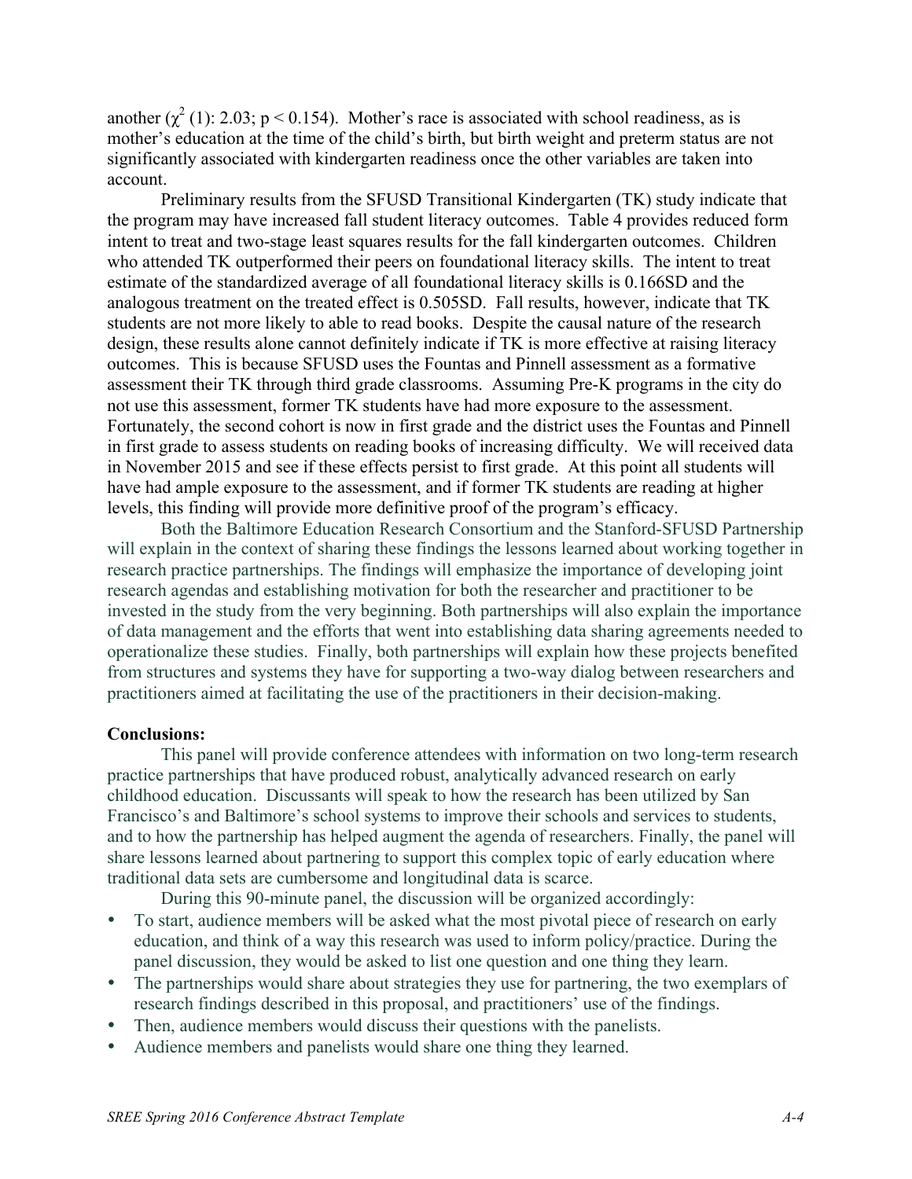another ($\chi^2$ (1): 2.03; $p < 0.154$). Mother's race is associated with school readiness, as is mother's education at the time of the child's birth, but birth weight and preterm status are not significantly associated with kindergarten readiness once the other variables are taken into account.

Preliminary results from the SFUSD Transitional Kindergarten (TK) study indicate that the program may have increased fall student literacy outcomes. Table 4 provides reduced form intent to treat and two-stage least squares results for the fall kindergarten outcomes. Children who attended TK outperformed their peers on foundational literacy skills. The intent to treat estimate of the standardized average of all foundational literacy skills is 0.166SD and the analogous treatment on the treated effect is 0.505SD. Fall results, however, indicate that TK students are not more likely to able to read books. Despite the causal nature of the research design, these results alone cannot definitely indicate if TK is more effective at raising literacy outcomes. This is because SFUSD uses the Fountas and Pinnell assessment as a formative assessment their TK through third grade classrooms. Assuming Pre-K programs in the city do not use this assessment, former TK students have had more exposure to the assessment. Fortunately, the second cohort is now in first grade and the district uses the Fountas and Pinnell in first grade to assess students on reading books of increasing difficulty. We will received data in November 2015 and see if these effects persist to first grade. At this point all students will have had ample exposure to the assessment, and if former TK students are reading at higher levels, this finding will provide more definitive proof of the program's efficacy.

Both the Baltimore Education Research Consortium and the Stanford-SFUSD Partnership will explain in the context of sharing these findings the lessons learned about working together in research practice partnerships. The findings will emphasize the importance of developing joint research agendas and establishing motivation for both the researcher and practitioner to be invested in the study from the very beginning. Both partnerships will also explain the importance of data management and the efforts that went into establishing data sharing agreements needed to operationalize these studies. Finally, both partnerships will explain how these projects benefited from structures and systems they have for supporting a two-way dialog between researchers and practitioners aimed at facilitating the use of the practitioners in their decision-making.

**Conclusions:**

This panel will provide conference attendees with information on two long-term research practice partnerships that have produced robust, analytically advanced research on early childhood education. Discussants will speak to how the research has been utilized by San Francisco's and Baltimore's school systems to improve their schools and services to students, and to how the partnership has helped augment the agenda of researchers. Finally, the panel will share lessons learned about partnering to support this complex topic of early education where traditional data sets are cumbersome and longitudinal data is scarce.

During this 90-minute panel, the discussion will be organized accordingly:

- To start, audience members will be asked what the most pivotal piece of research on early education, and think of a way this research was used to inform policy/practice. During the panel discussion, they would be asked to list one question and one thing they learn.
- The partnerships would share about strategies they use for partnering, the two exemplars of research findings described in this proposal, and practitioners' use of the findings.
- Then, audience members would discuss their questions with the panelists.
- Audience members and panelists would share one thing they learned.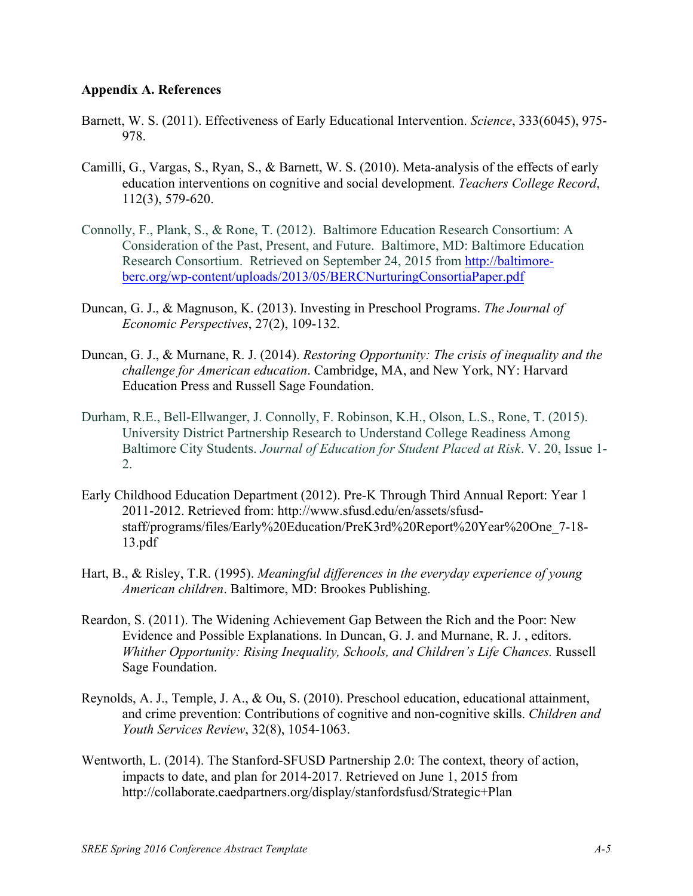**Appendix A. References**

Barnett, W. S. (2011). Effectiveness of Early Educational Intervention. *Science*, 333(6045), 975-978.

Camilli, G., Vargas, S., Ryan, S., & Barnett, W. S. (2010). Meta-analysis of the effects of early education interventions on cognitive and social development. *Teachers College Record*, 112(3), 579-620.

Connolly, F., Plank, S., & Rone, T. (2012). Baltimore Education Research Consortium: A Consideration of the Past, Present, and Future. Baltimore, MD: Baltimore Education Research Consortium. Retrieved on September 24, 2015 from http://baltimore-berc.org/wp-content/uploads/2013/05/BERCNurturingConsortiaPaper.pdf

Duncan, G. J., & Magnuson, K. (2013). Investing in Preschool Programs. *The Journal of Economic Perspectives*, 27(2), 109-132.

Duncan, G. J., & Murnane, R. J. (2014). *Restoring Opportunity: The crisis of inequality and the challenge for American education*. Cambridge, MA, and New York, NY: Harvard Education Press and Russell Sage Foundation.

Durham, R.E., Bell-Ellwanger, J. Connolly, F. Robinson, K.H., Olson, L.S., Rone, T. (2015). University District Partnership Research to Understand College Readiness Among Baltimore City Students. *Journal of Education for Student Placed at Risk*. V. 20, Issue 1-2.

Early Childhood Education Department (2012). Pre-K Through Third Annual Report: Year 1 2011-2012. Retrieved from: http://www.sfusd.edu/en/assets/sfusd-staff/programs/files/Early%20Education/PreK3rd%20Report%20Year%20One_7-18-13.pdf

Hart, B., & Risley, T.R. (1995). *Meaningful differences in the everyday experience of young American children*. Baltimore, MD: Brookes Publishing.

Reardon, S. (2011). The Widening Achievement Gap Between the Rich and the Poor: New Evidence and Possible Explanations. In Duncan, G. J. and Murnane, R. J. , editors. *Whither Opportunity: Rising Inequality, Schools, and Children's Life Chances.* Russell Sage Foundation.

Reynolds, A. J., Temple, J. A., & Ou, S. (2010). Preschool education, educational attainment, and crime prevention: Contributions of cognitive and non-cognitive skills. *Children and Youth Services Review*, 32(8), 1054-1063.

Wentworth, L. (2014). The Stanford-SFUSD Partnership 2.0: The context, theory of action, impacts to date, and plan for 2014-2017. Retrieved on June 1, 2015 from http://collaborate.caedpartners.org/display/stanfordsfusd/Strategic+Plan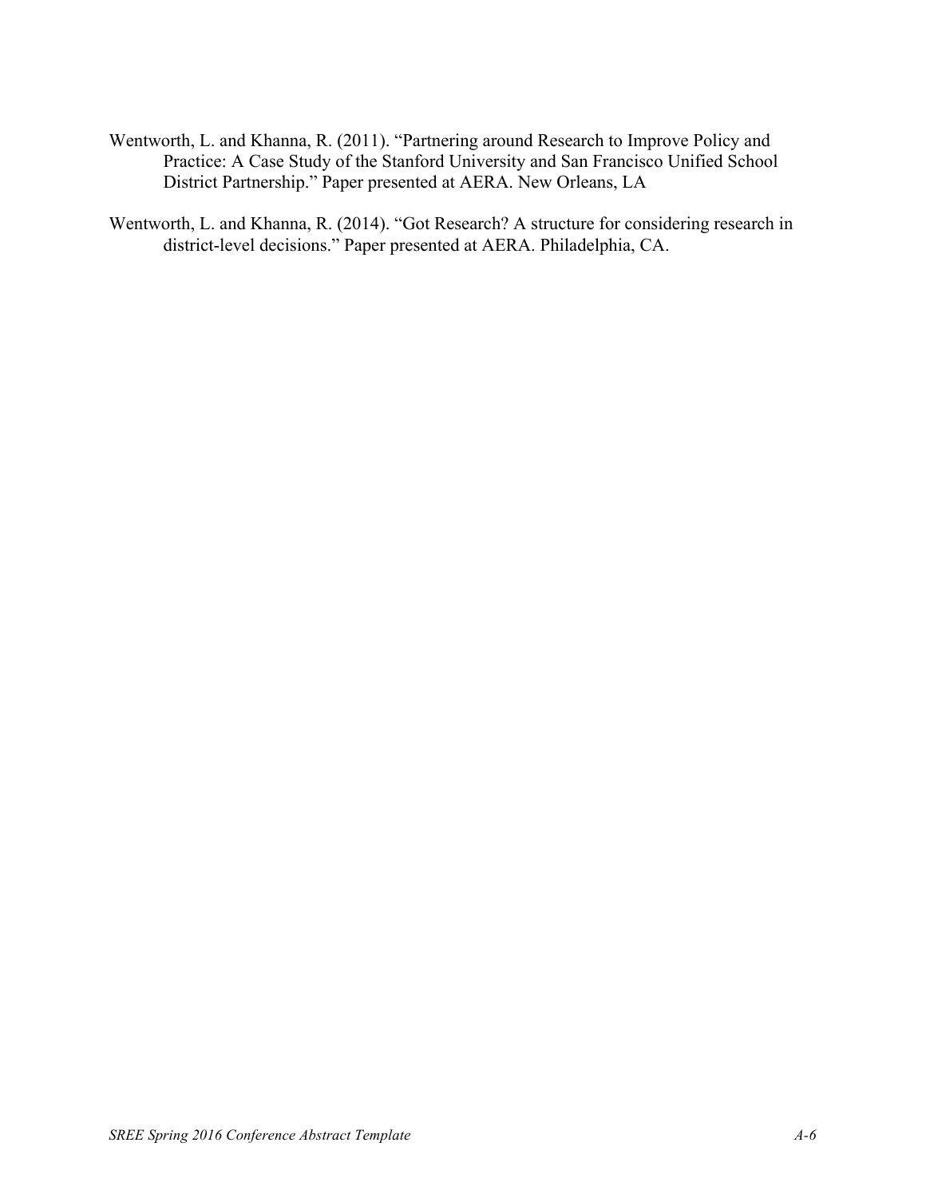Wentworth, L. and Khanna, R. (2011). "Partnering around Research to Improve Policy and Practice: A Case Study of the Stanford University and San Francisco Unified School District Partnership." Paper presented at AERA. New Orleans, LA

Wentworth, L. and Khanna, R. (2014). "Got Research? A structure for considering research in district-level decisions." Paper presented at AERA. Philadelphia, CA.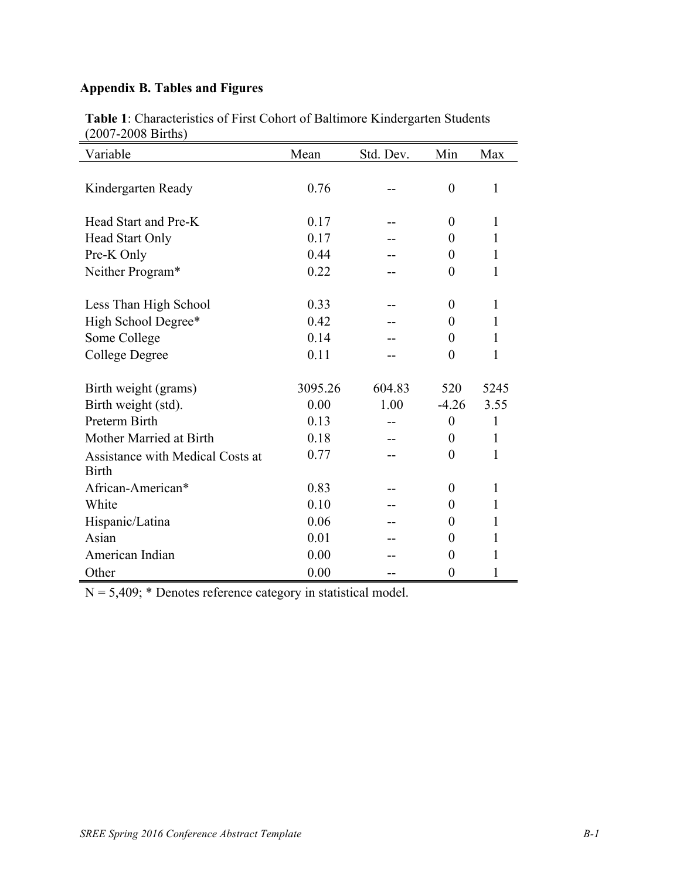## Appendix B. Tables and Figures

**Table 1**: Characteristics of First Cohort of Baltimore Kindergarten Students (2007-2008 Births)

| Variable | Mean | Std. Dev. | Min | Max |
|---|---|---|---|---|
| Kindergarten Ready | 0.76 | -- | 0 | 1 |
| | | | | |
| Head Start and Pre-K | 0.17 | -- | 0 | 1 |
| Head Start Only | 0.17 | -- | 0 | 1 |
| Pre-K Only | 0.44 | -- | 0 | 1 |
| Neither Program* | 0.22 | -- | 0 | 1 |
| | | | | |
| Less Than High School | 0.33 | -- | 0 | 1 |
| High School Degree* | 0.42 | -- | 0 | 1 |
| Some College | 0.14 | -- | 0 | 1 |
| College Degree | 0.11 | -- | 0 | 1 |
| | | | | |
| Birth weight (grams) | 3095.26 | 604.83 | 520 | 5245 |
| Birth weight (std). | 0.00 | 1.00 | -4.26 | 3.55 |
| Preterm Birth | 0.13 | -- | 0 | 1 |
| Mother Married at Birth | 0.18 | -- | 0 | 1 |
| Assistance with Medical Costs at Birth | 0.77 | -- | 0 | 1 |
| African-American* | 0.83 | -- | 0 | 1 |
| White | 0.10 | -- | 0 | 1 |
| Hispanic/Latina | 0.06 | -- | 0 | 1 |
| Asian | 0.01 | -- | 0 | 1 |
| American Indian | 0.00 | -- | 0 | 1 |
| Other | 0.00 | -- | 0 | 1 |

N = 5,409; * Denotes reference category in statistical model.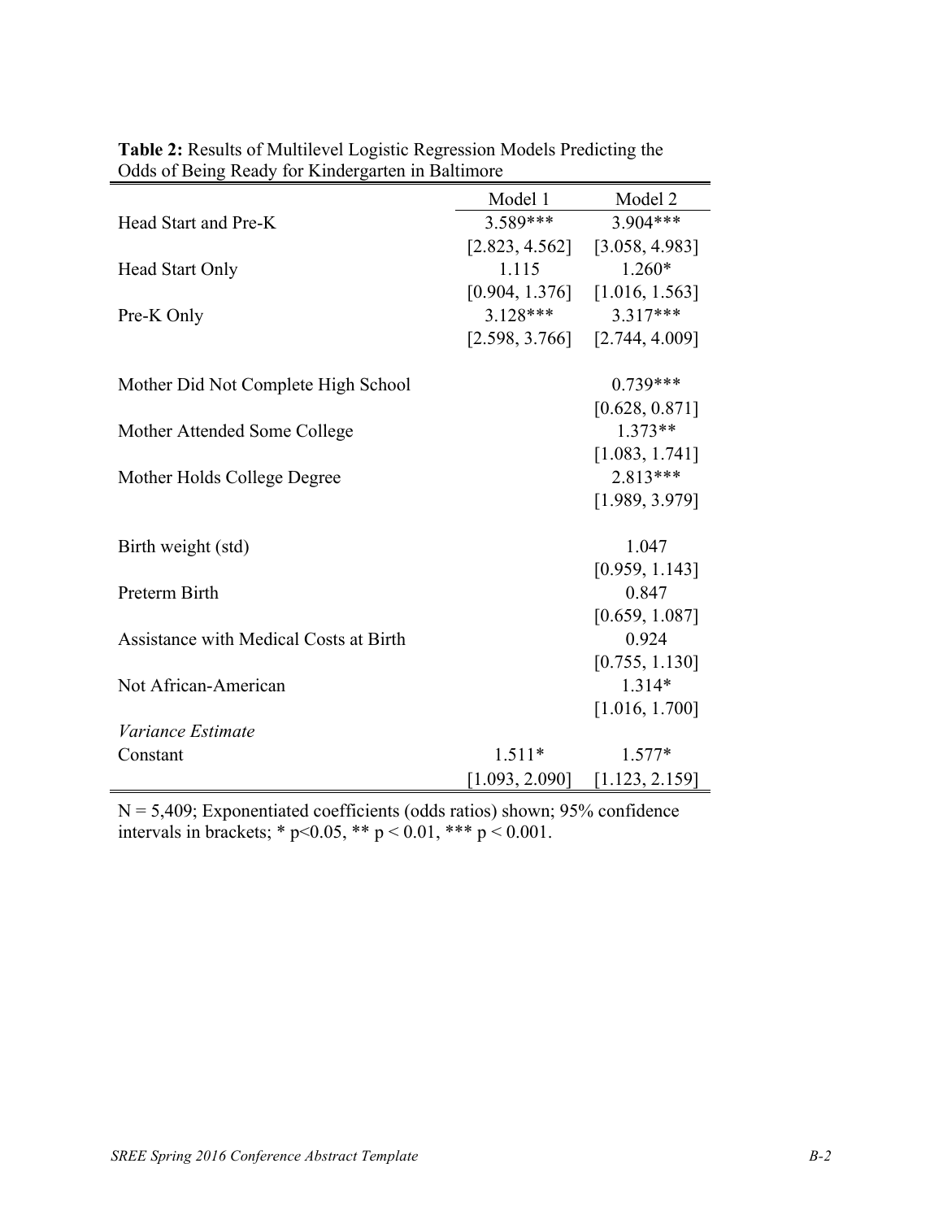**Table 2:** Results of Multilevel Logistic Regression Models Predicting the Odds of Being Ready for Kindergarten in Baltimore

| | Model 1 | Model 2 |
|---|---|---|
| Head Start and Pre-K | 3.589*** | 3.904*** |
| | [2.823, 4.562] | [3.058, 4.983] |
| Head Start Only | 1.115 | 1.260* |
| | [0.904, 1.376] | [1.016, 1.563] |
| Pre-K Only | 3.128*** | 3.317*** |
| | [2.598, 3.766] | [2.744, 4.009] |
| Mother Did Not Complete High School | | 0.739*** |
| | | [0.628, 0.871] |
| Mother Attended Some College | | 1.373** |
| | | [1.083, 1.741] |
| Mother Holds College Degree | | 2.813*** |
| | | [1.989, 3.979] |
| Birth weight (std) | | 1.047 |
| | | [0.959, 1.143] |
| Preterm Birth | | 0.847 |
| | | [0.659, 1.087] |
| Assistance with Medical Costs at Birth | | 0.924 |
| | | [0.755, 1.130] |
| Not African-American | | 1.314* |
| | | [1.016, 1.700] |
| *Variance Estimate* | | |
| Constant | 1.511* | 1.577* |
| | [1.093, 2.090] | [1.123, 2.159] |

N = 5,409; Exponentiated coefficients (odds ratios) shown; 95% confidence intervals in brackets; * $p<0.05$, ** $p < 0.01$, *** $p < 0.001$.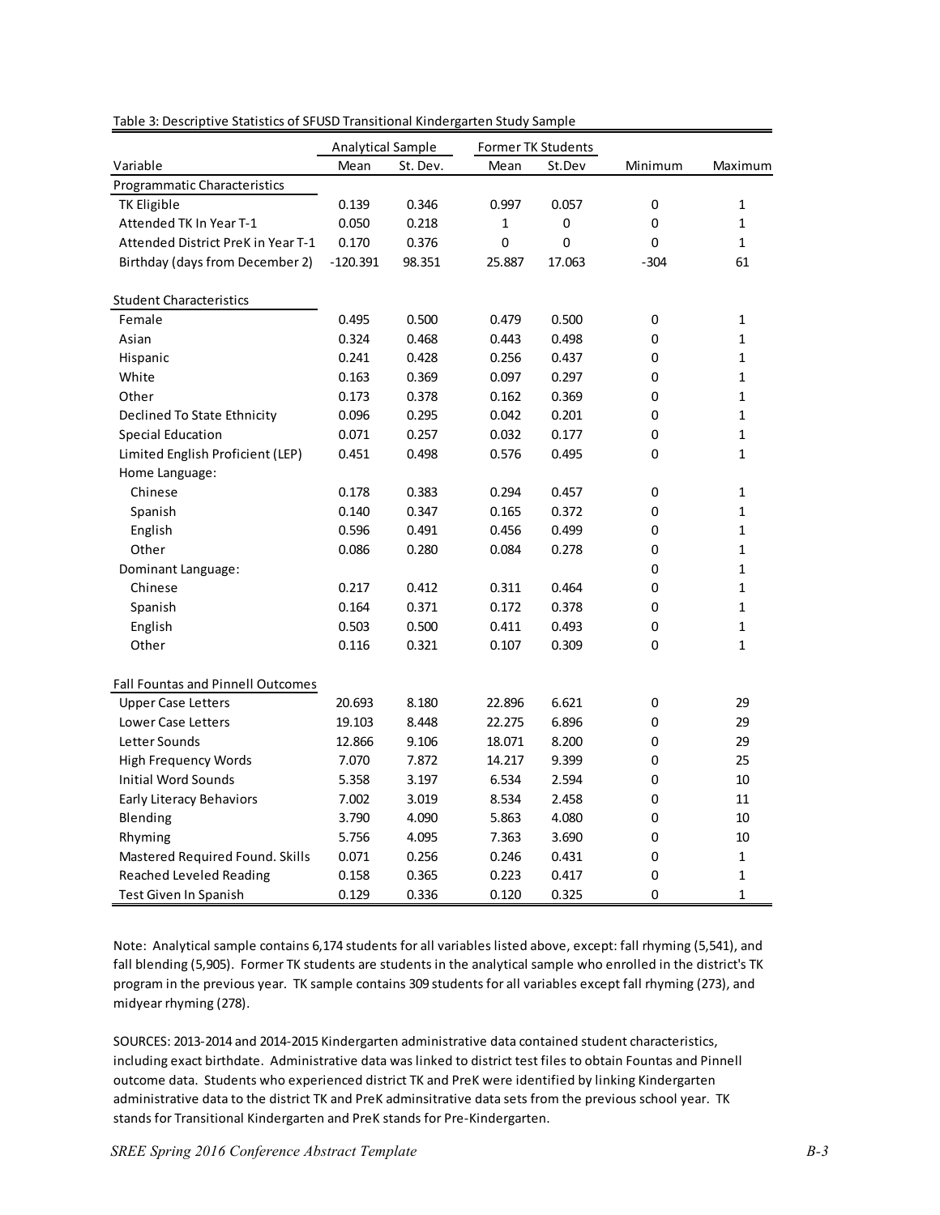Table 3: Descriptive Statistics of SFUSD Transitional Kindergarten Study Sample

| | Analytical Sample | | Former TK Students | | | |
|---|---|---|---|---|---|---|
| Variable | Mean | St. Dev. | Mean | St.Dev | Minimum | Maximum |
| **Programmatic Characteristics** | | | | | | |
| TK Eligible | 0.139 | 0.346 | 0.997 | 0.057 | 0 | 1 |
| Attended TK In Year T-1 | 0.050 | 0.218 | 1 | 0 | 0 | 1 |
| Attended District PreK in Year T-1 | 0.170 | 0.376 | 0 | 0 | 0 | 1 |
| Birthday (days from December 2) | -120.391 | 98.351 | 25.887 | 17.063 | -304 | 61 |
| **Student Characteristics** | | | | | | |
| Female | 0.495 | 0.500 | 0.479 | 0.500 | 0 | 1 |
| Asian | 0.324 | 0.468 | 0.443 | 0.498 | 0 | 1 |
| Hispanic | 0.241 | 0.428 | 0.256 | 0.437 | 0 | 1 |
| White | 0.163 | 0.369 | 0.097 | 0.297 | 0 | 1 |
| Other | 0.173 | 0.378 | 0.162 | 0.369 | 0 | 1 |
| Declined To State Ethnicity | 0.096 | 0.295 | 0.042 | 0.201 | 0 | 1 |
| Special Education | 0.071 | 0.257 | 0.032 | 0.177 | 0 | 1 |
| Limited English Proficient (LEP) | 0.451 | 0.498 | 0.576 | 0.495 | 0 | 1 |
| Home Language: | | | | | | |
| Chinese | 0.178 | 0.383 | 0.294 | 0.457 | 0 | 1 |
| Spanish | 0.140 | 0.347 | 0.165 | 0.372 | 0 | 1 |
| English | 0.596 | 0.491 | 0.456 | 0.499 | 0 | 1 |
| Other | 0.086 | 0.280 | 0.084 | 0.278 | 0 | 1 |
| Dominant Language: | | | | | 0 | 1 |
| Chinese | 0.217 | 0.412 | 0.311 | 0.464 | 0 | 1 |
| Spanish | 0.164 | 0.371 | 0.172 | 0.378 | 0 | 1 |
| English | 0.503 | 0.500 | 0.411 | 0.493 | 0 | 1 |
| Other | 0.116 | 0.321 | 0.107 | 0.309 | 0 | 1 |
| **Fall Fountas and Pinnell Outcomes** | | | | | | |
| Upper Case Letters | 20.693 | 8.180 | 22.896 | 6.621 | 0 | 29 |
| Lower Case Letters | 19.103 | 8.448 | 22.275 | 6.896 | 0 | 29 |
| Letter Sounds | 12.866 | 9.106 | 18.071 | 8.200 | 0 | 29 |
| High Frequency Words | 7.070 | 7.872 | 14.217 | 9.399 | 0 | 25 |
| Initial Word Sounds | 5.358 | 3.197 | 6.534 | 2.594 | 0 | 10 |
| Early Literacy Behaviors | 7.002 | 3.019 | 8.534 | 2.458 | 0 | 11 |
| Blending | 3.790 | 4.090 | 5.863 | 4.080 | 0 | 10 |
| Rhyming | 5.756 | 4.095 | 7.363 | 3.690 | 0 | 10 |
| Mastered Required Found. Skills | 0.071 | 0.256 | 0.246 | 0.431 | 0 | 1 |
| Reached Leveled Reading | 0.158 | 0.365 | 0.223 | 0.417 | 0 | 1 |
| Test Given In Spanish | 0.129 | 0.336 | 0.120 | 0.325 | 0 | 1 |

Note: Analytical sample contains 6,174 students for all variables listed above, except: fall rhyming (5,541), and fall blending (5,905). Former TK students are students in the analytical sample who enrolled in the district's TK program in the previous year. TK sample contains 309 students for all variables except fall rhyming (273), and midyear rhyming (278).

SOURCES: 2013-2014 and 2014-2015 Kindergarten administrative data contained student characteristics, including exact birthdate. Administrative data was linked to district test files to obtain Fountas and Pinnell outcome data. Students who experienced district TK and PreK were identified by linking Kindergarten administrative data to the district TK and PreK adminsitrative data sets from the previous school year. TK stands for Transitional Kindergarten and PreK stands for Pre-Kindergarten.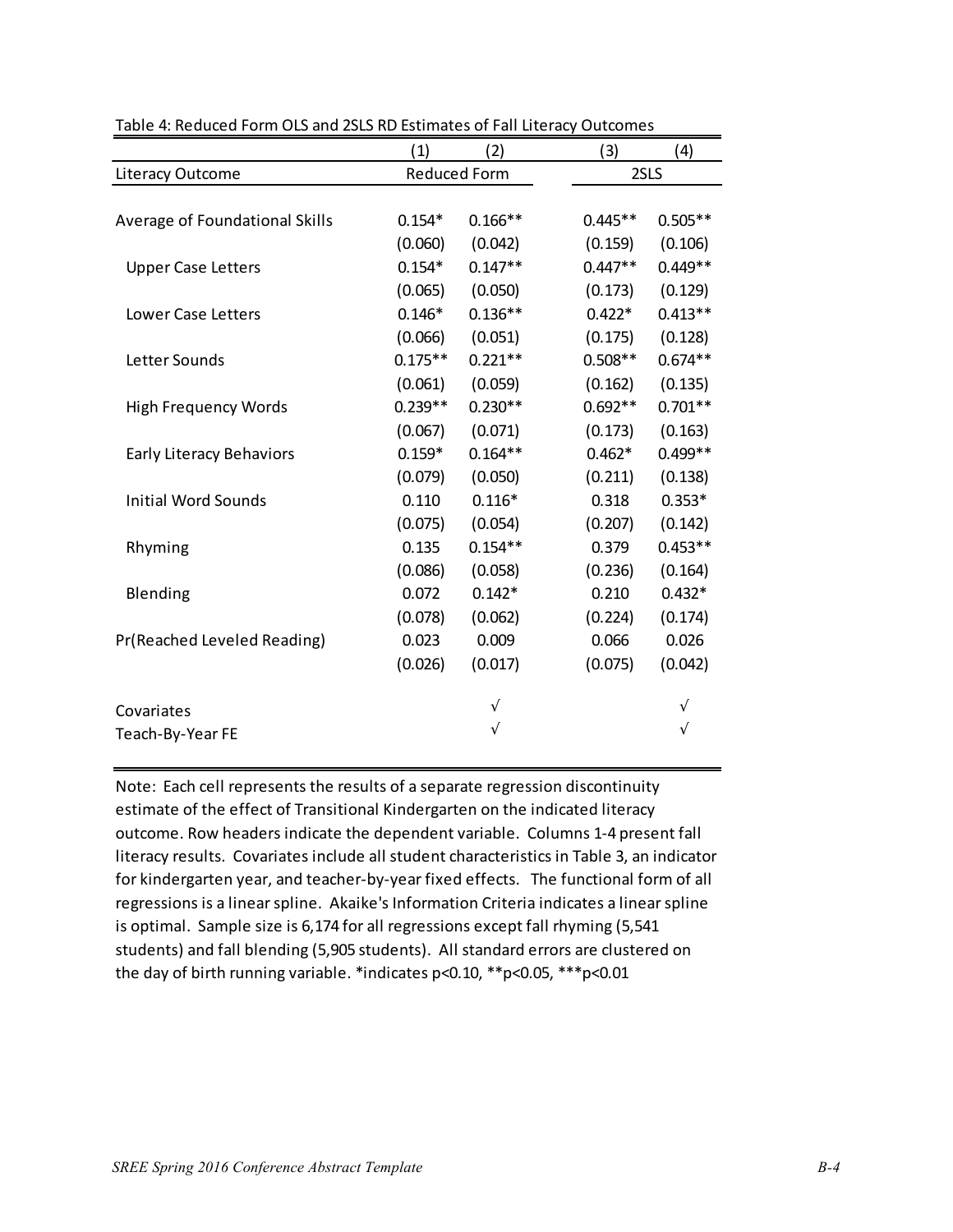Table 4: Reduced Form OLS and 2SLS RD Estimates of Fall Literacy Outcomes

| | (1) | (2) | (3) | (4) |
|---|---|---|---|---|
| Literacy Outcome | Reduced Form | | 2SLS | |
| Average of Foundational Skills | 0.154* | 0.166** | 0.445** | 0.505** |
| | (0.060) | (0.042) | (0.159) | (0.106) |
| Upper Case Letters | 0.154* | 0.147** | 0.447** | 0.449** |
| | (0.065) | (0.050) | (0.173) | (0.129) |
| Lower Case Letters | 0.146* | 0.136** | 0.422* | 0.413** |
| | (0.066) | (0.051) | (0.175) | (0.128) |
| Letter Sounds | 0.175** | 0.221** | 0.508** | 0.674** |
| | (0.061) | (0.059) | (0.162) | (0.135) |
| High Frequency Words | 0.239** | 0.230** | 0.692** | 0.701** |
| | (0.067) | (0.071) | (0.173) | (0.163) |
| Early Literacy Behaviors | 0.159* | 0.164** | 0.462* | 0.499** |
| | (0.079) | (0.050) | (0.211) | (0.138) |
| Initial Word Sounds | 0.110 | 0.116* | 0.318 | 0.353* |
| | (0.075) | (0.054) | (0.207) | (0.142) |
| Rhyming | 0.135 | 0.154** | 0.379 | 0.453** |
| | (0.086) | (0.058) | (0.236) | (0.164) |
| Blending | 0.072 | 0.142* | 0.210 | 0.432* |
| | (0.078) | (0.062) | (0.224) | (0.174) |
| Pr(Reached Leveled Reading) | 0.023 | 0.009 | 0.066 | 0.026 |
| | (0.026) | (0.017) | (0.075) | (0.042) |
| Covariates | | √ | | √ |
| Teach-By-Year FE | | √ | | √ |

Note: Each cell represents the results of a separate regression discontinuity estimate of the effect of Transitional Kindergarten on the indicated literacy outcome. Row headers indicate the dependent variable. Columns 1-4 present fall literacy results. Covariates include all student characteristics in Table 3, an indicator for kindergarten year, and teacher-by-year fixed effects. The functional form of all regressions is a linear spline. Akaike's Information Criteria indicates a linear spline is optimal. Sample size is 6,174 for all regressions except fall rhyming (5,541 students) and fall blending (5,905 students). All standard errors are clustered on the day of birth running variable. *indicates $p<0.10$, **$p<0.05$, ***$p<0.01$